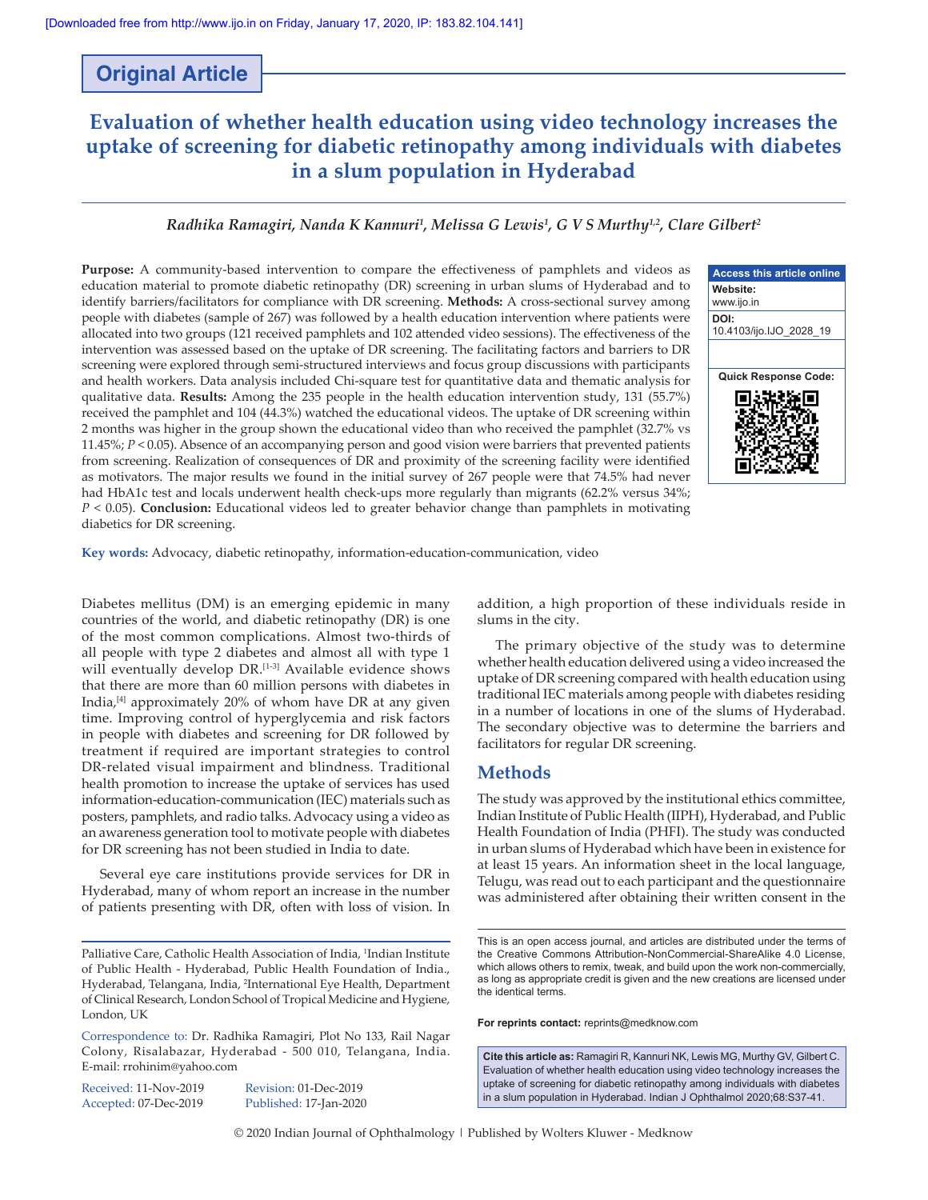Original Article

# Evaluation of whether health education using video technology increases the uptake of screening for diabetic retinopathy among individuals with diabetes in a slum population in Hyderabad

*Radhika Ramagiri, Nanda K Kannuri[1], Melissa G Lewis[1], G V S Murthy[1,2], Clare Gilbert[2]*

**Purpose:** A community-based intervention to compare the effectiveness of pamphlets and videos as education material to promote diabetic retinopathy (DR) screening in urban slums of Hyderabad and to identify barriers/facilitators for compliance with DR screening. **Methods:** A cross-sectional survey among people with diabetes (sample of 267) was followed by a health education intervention where patients were allocated into two groups (121 received pamphlets and 102 attended video sessions). The effectiveness of the intervention was assessed based on the uptake of DR screening. The facilitating factors and barriers to DR screening were explored through semi-structured interviews and focus group discussions with participants and health workers. Data analysis included Chi-square test for quantitative data and thematic analysis for qualitative data. **Results:** Among the 235 people in the health education intervention study, 131 (55.7%) received the pamphlet and 104 (44.3%) watched the educational videos. The uptake of DR screening within 2 months was higher in the group shown the educational video than who received the pamphlet (32.7% vs 11.45%; $P < 0.05$). Absence of an accompanying person and good vision were barriers that prevented patients from screening. Realization of consequences of DR and proximity of the screening facility were identified as motivators. The major results we found in the initial survey of 267 people were that 74.5% had never had HbA1c test and locals underwent health check-ups more regularly than migrants (62.2% versus 34%; $P < 0.05$). **Conclusion:** Educational videos led to greater behavior change than pamphlets in motivating diabetics for DR screening.

Access this article online
Website: www.ijo.in
DOI: 10.4103/ijo.IJO_2028_19
Quick Response Code:

**Key words:** Advocacy, diabetic retinopathy, information-education-communication, video

Diabetes mellitus (DM) is an emerging epidemic in many countries of the world, and diabetic retinopathy (DR) is one of the most common complications. Almost two-thirds of all people with type 2 diabetes and almost all with type 1 will eventually develop DR.[1-3] Available evidence shows that there are more than 60 million persons with diabetes in India,[4] approximately 20% of whom have DR at any given time. Improving control of hyperglycemia and risk factors in people with diabetes and screening for DR followed by treatment if required are important strategies to control DR-related visual impairment and blindness. Traditional health promotion to increase the uptake of services has used information-education-communication (IEC) materials such as posters, pamphlets, and radio talks. Advocacy using a video as an awareness generation tool to motivate people with diabetes for DR screening has not been studied in India to date.

Several eye care institutions provide services for DR in Hyderabad, many of whom report an increase in the number of patients presenting with DR, often with loss of vision. In addition, a high proportion of these individuals reside in slums in the city.

The primary objective of the study was to determine whether health education delivered using a video increased the uptake of DR screening compared with health education using traditional IEC materials among people with diabetes residing in a number of locations in one of the slums of Hyderabad. The secondary objective was to determine the barriers and facilitators for regular DR screening.

## Methods

The study was approved by the institutional ethics committee, Indian Institute of Public Health (IIPH), Hyderabad, and Public Health Foundation of India (PHFI). The study was conducted in urban slums of Hyderabad which have been in existence for at least 15 years. An information sheet in the local language, Telugu, was read out to each participant and the questionnaire was administered after obtaining their written consent in the

Palliative Care, Catholic Health Association of India, [1]Indian Institute of Public Health - Hyderabad, Public Health Foundation of India., Hyderabad, Telangana, India, [2]International Eye Health, Department of Clinical Research, London School of Tropical Medicine and Hygiene, London, UK

Correspondence to: Dr. Radhika Ramagiri, Plot No 133, Rail Nagar Colony, Risalabazar, Hyderabad - 500 010, Telangana, India. E-mail: rrohinim@yahoo.com

Received: 11-Nov-2019 Revision: 01-Dec-2019
Accepted: 07-Dec-2019 Published: 17-Jan-2020

This is an open access journal, and articles are distributed under the terms of the Creative Commons Attribution-NonCommercial-ShareAlike 4.0 License, which allows others to remix, tweak, and build upon the work non-commercially, as long as appropriate credit is given and the new creations are licensed under the identical terms.

**For reprints contact:** reprints@medknow.com

**Cite this article as:** Ramagiri R, Kannuri NK, Lewis MG, Murthy GV, Gilbert C. Evaluation of whether health education using video technology increases the uptake of screening for diabetic retinopathy among individuals with diabetes in a slum population in Hyderabad. Indian J Ophthalmol 2020;68:S37-41.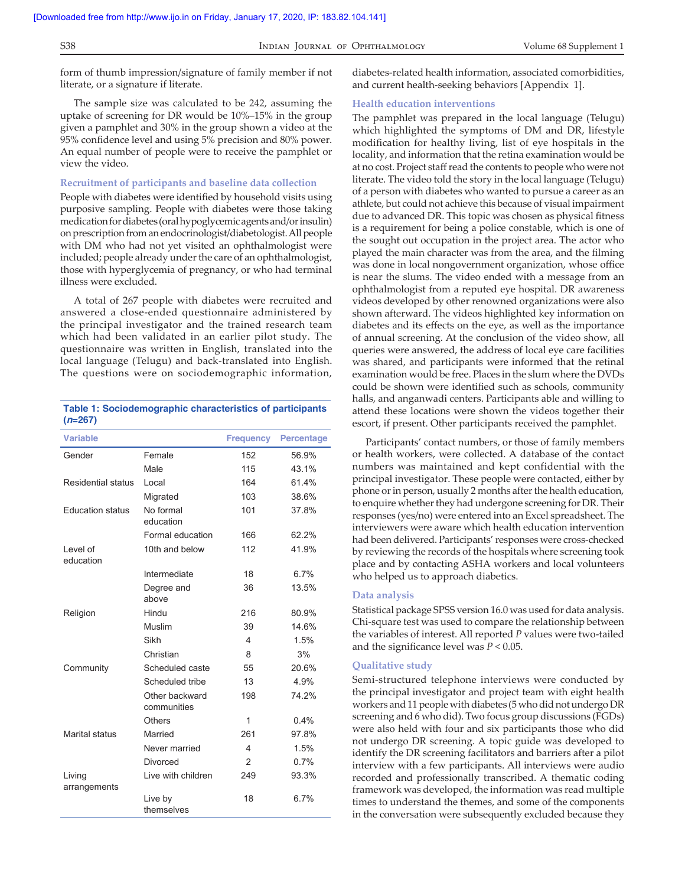form of thumb impression/signature of family member if not literate, or a signature if literate.

The sample size was calculated to be 242, assuming the uptake of screening for DR would be 10%–15% in the group given a pamphlet and 30% in the group shown a video at the 95% confidence level and using 5% precision and 80% power. An equal number of people were to receive the pamphlet or view the video.

### Recruitment of participants and baseline data collection

People with diabetes were identified by household visits using purposive sampling. People with diabetes were those taking medication for diabetes (oral hypoglycemic agents and/or insulin) on prescription from an endocrinologist/diabetologist. All people with DM who had not yet visited an ophthalmologist were included; people already under the care of an ophthalmologist, those with hyperglycemia of pregnancy, or who had terminal illness were excluded.

A total of 267 people with diabetes were recruited and answered a close-ended questionnaire administered by the principal investigator and the trained research team which had been validated in an earlier pilot study. The questionnaire was written in English, translated into the local language (Telugu) and back-translated into English. The questions were on sociodemographic information, diabetes-related health information, associated comorbidities, and current health-seeking behaviors [Appendix 1].

**Table 1: Sociodemographic characteristics of participants (*n*=267)**

| Variable | | Frequency | Percentage |
|---|---|---|---|
| Gender | Female | 152 | 56.9% |
| | Male | 115 | 43.1% |
| Residential status | Local | 164 | 61.4% |
| | Migrated | 103 | 38.6% |
| Education status | No formal education | 101 | 37.8% |
| | Formal education | 166 | 62.2% |
| Level of education | 10th and below | 112 | 41.9% |
| | Intermediate | 18 | 6.7% |
| | Degree and above | 36 | 13.5% |
| Religion | Hindu | 216 | 80.9% |
| | Muslim | 39 | 14.6% |
| | Sikh | 4 | 1.5% |
| | Christian | 8 | 3% |
| Community | Scheduled caste | 55 | 20.6% |
| | Scheduled tribe | 13 | 4.9% |
| | Other backward communities | 198 | 74.2% |
| | Others | 1 | 0.4% |
| Marital status | Married | 261 | 97.8% |
| | Never married | 4 | 1.5% |
| | Divorced | 2 | 0.7% |
| Living arrangements | Live with children | 249 | 93.3% |
| | Live by themselves | 18 | 6.7% |

### Health education interventions

The pamphlet was prepared in the local language (Telugu) which highlighted the symptoms of DM and DR, lifestyle modification for healthy living, list of eye hospitals in the locality, and information that the retina examination would be at no cost. Project staff read the contents to people who were not literate. The video told the story in the local language (Telugu) of a person with diabetes who wanted to pursue a career as an athlete, but could not achieve this because of visual impairment due to advanced DR. This topic was chosen as physical fitness is a requirement for being a police constable, which is one of the sought out occupation in the project area. The actor who played the main character was from the area, and the filming was done in local nongovernment organization, whose office is near the slums. The video ended with a message from an ophthalmologist from a reputed eye hospital. DR awareness videos developed by other renowned organizations were also shown afterward. The videos highlighted key information on diabetes and its effects on the eye, as well as the importance of annual screening. At the conclusion of the video show, all queries were answered, the address of local eye care facilities was shared, and participants were informed that the retinal examination would be free. Places in the slum where the DVDs could be shown were identified such as schools, community halls, and anganwadi centers. Participants able and willing to attend these locations were shown the videos together their escort, if present. Other participants received the pamphlet.

Participants' contact numbers, or those of family members or health workers, were collected. A database of the contact numbers was maintained and kept confidential with the principal investigator. These people were contacted, either by phone or in person, usually 2 months after the health education, to enquire whether they had undergone screening for DR. Their responses (yes/no) were entered into an Excel spreadsheet. The interviewers were aware which health education intervention had been delivered. Participants' responses were cross-checked by reviewing the records of the hospitals where screening took place and by contacting ASHA workers and local volunteers who helped us to approach diabetics.

### Data analysis

Statistical package SPSS version 16.0 was used for data analysis. Chi-square test was used to compare the relationship between the variables of interest. All reported *P* values were two-tailed and the significance level was $P < 0.05$.

### Qualitative study

Semi-structured telephone interviews were conducted by the principal investigator and project team with eight health workers and 11 people with diabetes (5 who did not undergo DR screening and 6 who did). Two focus group discussions (FGDs) were also held with four and six participants those who did not undergo DR screening. A topic guide was developed to identify the DR screening facilitators and barriers after a pilot interview with a few participants. All interviews were audio recorded and professionally transcribed. A thematic coding framework was developed, the information was read multiple times to understand the themes, and some of the components in the conversation were subsequently excluded because they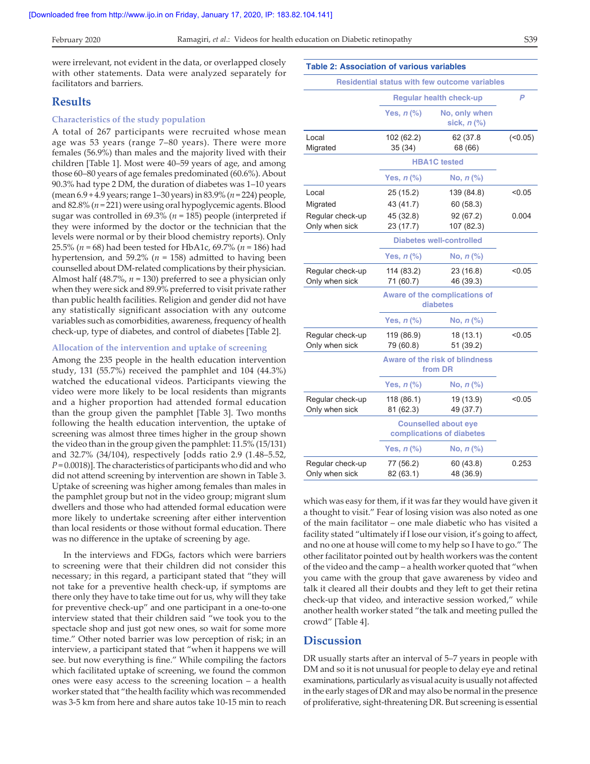were irrelevant, not evident in the data, or overlapped closely with other statements. Data were analyzed separately for facilitators and barriers.

## Results

### Characteristics of the study population

A total of 267 participants were recruited whose mean age was 53 years (range 7–80 years). There were more females (56.9%) than males and the majority lived with their children [Table 1]. Most were 40–59 years of age, and among those 60–80 years of age females predominated (60.6%). About 90.3% had type 2 DM, the duration of diabetes was 1–10 years (mean 6.9 + 4.9 years; range 1–30 years) in 83.9% ($n$ = 224) people, and 82.8% ($n$ = 221) were using oral hypoglycemic agents. Blood sugar was controlled in 69.3% ($n$ = 185) people (interpreted if they were informed by the doctor or the technician that the levels were normal or by their blood chemistry reports). Only 25.5% ($n$ = 68) had been tested for HbA1c, 69.7% ($n$ = 186) had hypertension, and 59.2% ($n$ = 158) admitted to having been counselled about DM-related complications by their physician. Almost half (48.7%, $n$ = 130) preferred to see a physician only when they were sick and 89.9% preferred to visit private rather than public health facilities. Religion and gender did not have any statistically significant association with any outcome variables such as comorbidities, awareness, frequency of health check-up, type of diabetes, and control of diabetes [Table 2].

### Allocation of the intervention and uptake of screening

Among the 235 people in the health education intervention study, 131 (55.7%) received the pamphlet and 104 (44.3%) watched the educational videos. Participants viewing the video were more likely to be local residents than migrants and a higher proportion had attended formal education than the group given the pamphlet [Table 3]. Two months following the health education intervention, the uptake of screening was almost three times higher in the group shown the video than in the group given the pamphlet: 11.5% (15/131) and 32.7% (34/104), respectively [odds ratio 2.9 (1.48–5.52, $P$ = 0.0018)]. The characteristics of participants who did and who did not attend screening by intervention are shown in Table 3. Uptake of screening was higher among females than males in the pamphlet group but not in the video group; migrant slum dwellers and those who had attended formal education were more likely to undertake screening after either intervention than local residents or those without formal education. There was no difference in the uptake of screening by age.

In the interviews and FDGs, factors which were barriers to screening were that their children did not consider this necessary; in this regard, a participant stated that "they will not take for a preventive health check-up, if symptoms are there only they have to take time out for us, why will they take for preventive check-up" and one participant in a one-to-one interview stated that their children said "we took you to the spectacle shop and just got new ones, so wait for some more time." Other noted barrier was low perception of risk; in an interview, a participant stated that "when it happens we will see. but now everything is fine." While compiling the factors which facilitated uptake of screening, we found the common ones were easy access to the screening location – a health worker stated that "the health facility which was recommended was 3-5 km from here and share autos take 10-15 min to reach which was easy for them, if it was far they would have given it a thought to visit." Fear of losing vision was also noted as one of the main facilitator – one male diabetic who has visited a facility stated "ultimately if I lose our vision, it's going to affect, and no one at house will come to my help so I have to go." The other facilitator pointed out by health workers was the content of the video and the camp – a health worker quoted that "when you came with the group that gave awareness by video and talk it cleared all their doubts and they left to get their retina check-up that video, and interactive session worked," while another health worker stated "the talk and meeting pulled the crowd" [Table 4].

**Table 2: Association of various variables**

| Residential status with few outcome variables | | | |
|---|---|---|---|
| | Regular health check-up | | $P$ |
| | Yes, $n$ (%) | No, only when sick, $n$ (%) | |
| Local | 102 (62.2) | 62 (37.8 | (<0.05) |
| Migrated | 35 (34) | 68 (66) | |
| | HBA1C tested | | |
| | Yes, $n$ (%) | No, $n$ (%) | |
| Local | 25 (15.2) | 139 (84.8) | <0.05 |
| Migrated | 43 (41.7) | 60 (58.3) | |
| Regular check-up | 45 (32.8) | 92 (67.2) | 0.004 |
| Only when sick | 23 (17.7) | 107 (82.3) | |
| | Diabetes well-controlled | | |
| | Yes, $n$ (%) | No, $n$ (%) | |
| Regular check-up | 114 (83.2) | 23 (16.8) | <0.05 |
| Only when sick | 71 (60.7) | 46 (39.3) | |
| | Aware of the complications of diabetes | | |
| | Yes, $n$ (%) | No, $n$ (%) | |
| Regular check-up | 119 (86.9) | 18 (13.1) | <0.05 |
| Only when sick | 79 (60.8) | 51 (39.2) | |
| | Aware of the risk of blindness from DR | | |
| | Yes, $n$ (%) | No, $n$ (%) | |
| Regular check-up | 118 (86.1) | 19 (13.9) | <0.05 |
| Only when sick | 81 (62.3) | 49 (37.7) | |
| | Counselled about eye complications of diabetes | | |
| | Yes, $n$ (%) | No, $n$ (%) | |
| Regular check-up | 77 (56.2) | 60 (43.8) | 0.253 |
| Only when sick | 82 (63.1) | 48 (36.9) | |

## Discussion

DR usually starts after an interval of 5–7 years in people with DM and so it is not unusual for people to delay eye and retinal examinations, particularly as visual acuity is usually not affected in the early stages of DR and may also be normal in the presence of proliferative, sight-threatening DR. But screening is essential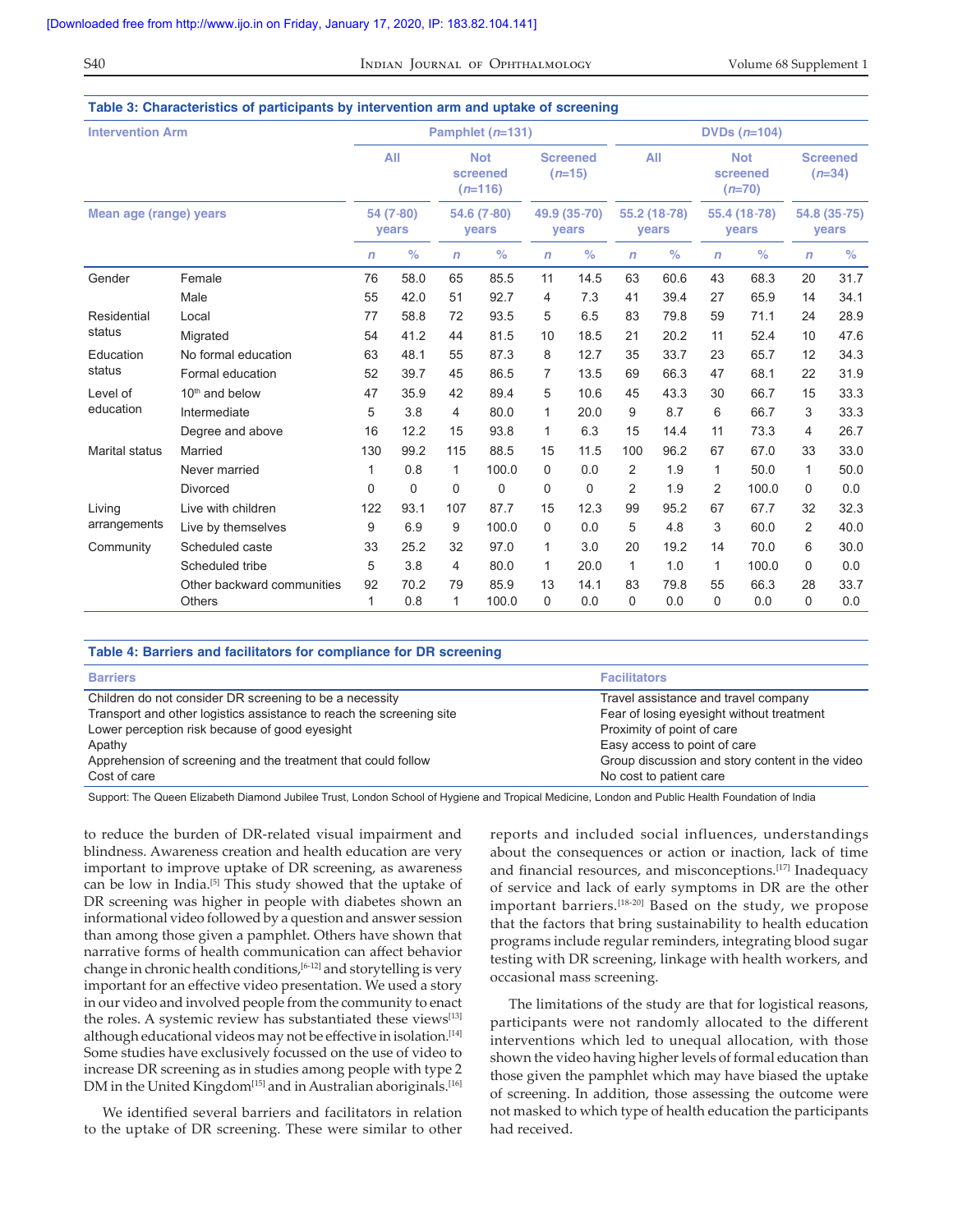**Table 3: Characteristics of participants by intervention arm and uptake of screening**

| Intervention Arm | | Pamphlet (*n*=131) | | | | | | DVDs (*n*=104) | | | | | |
|---|---|---|---|---|---|---|---|---|---|---|---|---|---|
| | | All | | Not screened (*n*=116) | | Screened (*n*=15) | | All | | Not screened (*n*=70) | | Screened (*n*=34) | |
| Mean age (range) years | | 54 (7-80) years | | 54.6 (7-80) years | | 49.9 (35-70) years | | 55.2 (18-78) years | | 55.4 (18-78) years | | 54.8 (35-75) years | |
| | | *n* | % | *n* | % | *n* | % | *n* | % | *n* | % | *n* | % |
| Gender | Female | 76 | 58.0 | 65 | 85.5 | 11 | 14.5 | 63 | 60.6 | 43 | 68.3 | 20 | 31.7 |
| | Male | 55 | 42.0 | 51 | 92.7 | 4 | 7.3 | 41 | 39.4 | 27 | 65.9 | 14 | 34.1 |
| Residential status | Local | 77 | 58.8 | 72 | 93.5 | 5 | 6.5 | 83 | 79.8 | 59 | 71.1 | 24 | 28.9 |
| | Migrated | 54 | 41.2 | 44 | 81.5 | 10 | 18.5 | 21 | 20.2 | 11 | 52.4 | 10 | 47.6 |
| Education status | No formal education | 63 | 48.1 | 55 | 87.3 | 8 | 12.7 | 35 | 33.7 | 23 | 65.7 | 12 | 34.3 |
| | Formal education | 52 | 39.7 | 45 | 86.5 | 7 | 13.5 | 69 | 66.3 | 47 | 68.1 | 22 | 31.9 |
| Level of education | 10th and below | 47 | 35.9 | 42 | 89.4 | 5 | 10.6 | 45 | 43.3 | 30 | 66.7 | 15 | 33.3 |
| | Intermediate | 5 | 3.8 | 4 | 80.0 | 1 | 20.0 | 9 | 8.7 | 6 | 66.7 | 3 | 33.3 |
| | Degree and above | 16 | 12.2 | 15 | 93.8 | 1 | 6.3 | 15 | 14.4 | 11 | 73.3 | 4 | 26.7 |
| Marital status | Married | 130 | 99.2 | 115 | 88.5 | 15 | 11.5 | 100 | 96.2 | 67 | 67.0 | 33 | 33.0 |
| | Never married | 1 | 0.8 | 1 | 100.0 | 0 | 0.0 | 2 | 1.9 | 1 | 50.0 | 1 | 50.0 |
| | Divorced | 0 | 0 | 0 | 0 | 0 | 0.0 | 2 | 1.9 | 2 | 100.0 | 0 | 0.0 |
| Living arrangements | Live with children | 122 | 93.1 | 107 | 87.7 | 15 | 12.3 | 99 | 95.2 | 67 | 67.7 | 32 | 32.3 |
| | Live by themselves | 9 | 6.9 | 9 | 100.0 | 0 | 0.0 | 5 | 4.8 | 3 | 60.0 | 2 | 40.0 |
| Community | Scheduled caste | 33 | 25.2 | 32 | 97.0 | 1 | 3.0 | 20 | 19.2 | 14 | 70.0 | 6 | 30.0 |
| | Scheduled tribe | 5 | 3.8 | 4 | 80.0 | 1 | 20.0 | 1 | 1.0 | 1 | 100.0 | 0 | 0.0 |
| | Other backward communities | 92 | 70.2 | 79 | 85.9 | 13 | 14.1 | 83 | 79.8 | 55 | 66.3 | 28 | 33.7 |
| | Others | 1 | 0.8 | 1 | 100.0 | 0 | 0.0 | 0 | 0.0 | 0 | 0.0 | 0 | 0.0 |

**Table 4: Barriers and facilitators for compliance for DR screening**

| Barriers | Facilitators |
|---|---|
| Children do not consider DR screening to be a necessity | Travel assistance and travel company |
| Transport and other logistics assistance to reach the screening site | Fear of losing eyesight without treatment |
| Lower perception risk because of good eyesight | Proximity of point of care |
| Apathy | Easy access to point of care |
| Apprehension of screening and the treatment that could follow | Group discussion and story content in the video |
| Cost of care | No cost to patient care |

Support: The Queen Elizabeth Diamond Jubilee Trust, London School of Hygiene and Tropical Medicine, London and Public Health Foundation of India

to reduce the burden of DR-related visual impairment and blindness. Awareness creation and health education are very important to improve uptake of DR screening, as awareness can be low in India.[5] This study showed that the uptake of DR screening was higher in people with diabetes shown an informational video followed by a question and answer session than among those given a pamphlet. Others have shown that narrative forms of health communication can affect behavior change in chronic health conditions,[6-12] and storytelling is very important for an effective video presentation. We used a story in our video and involved people from the community to enact the roles. A systemic review has substantiated these views[13] although educational videos may not be effective in isolation.[14] Some studies have exclusively focussed on the use of video to increase DR screening as in studies among people with type 2 DM in the United Kingdom[15] and in Australian aboriginals.[16]

We identified several barriers and facilitators in relation to the uptake of DR screening. These were similar to other reports and included social influences, understandings about the consequences or action or inaction, lack of time and financial resources, and misconceptions.[17] Inadequacy of service and lack of early symptoms in DR are the other important barriers.[18-20] Based on the study, we propose that the factors that bring sustainability to health education programs include regular reminders, integrating blood sugar testing with DR screening, linkage with health workers, and occasional mass screening.

The limitations of the study are that for logistical reasons, participants were not randomly allocated to the different interventions which led to unequal allocation, with those shown the video having higher levels of formal education than those given the pamphlet which may have biased the uptake of screening. In addition, those assessing the outcome were not masked to which type of health education the participants had received.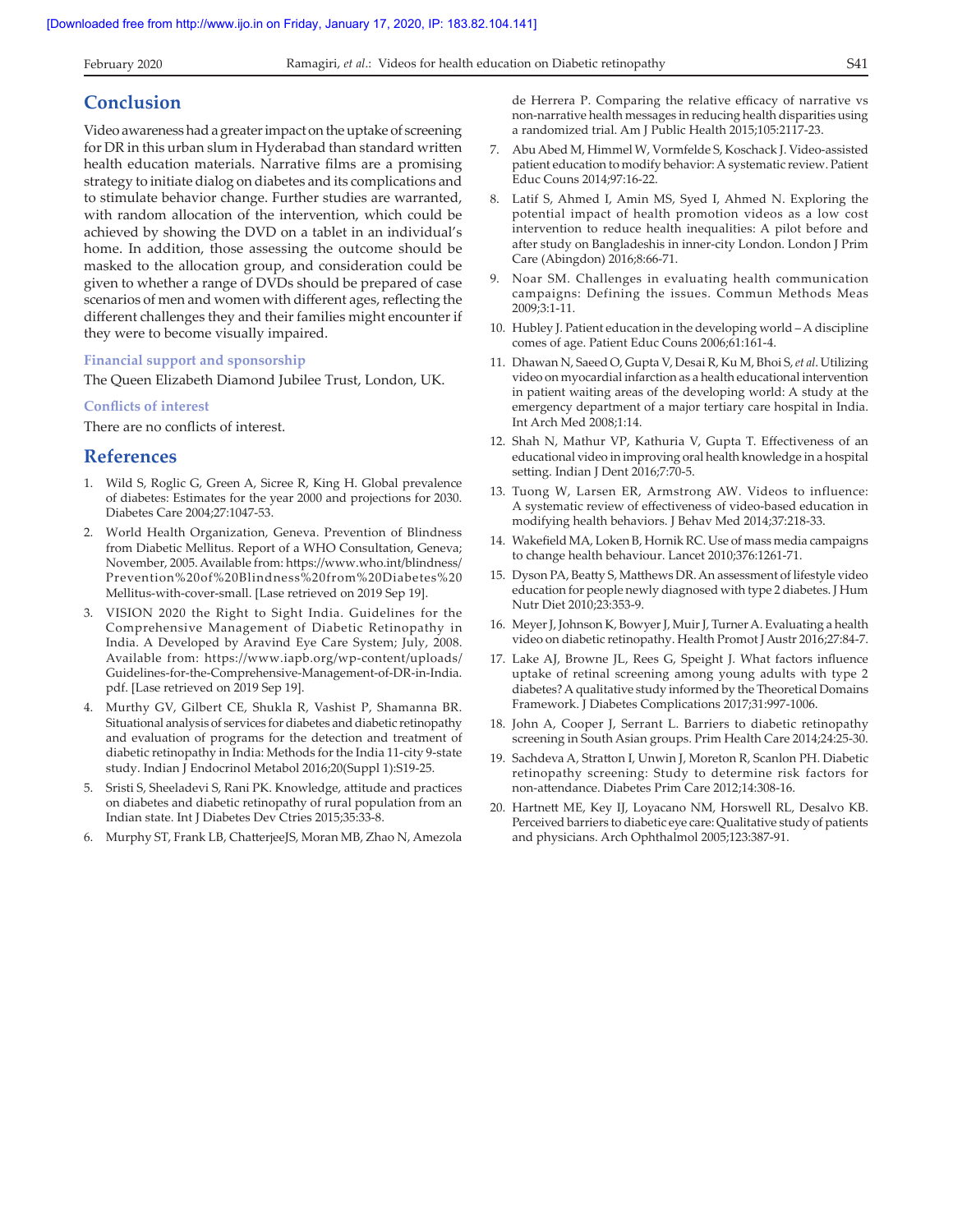## Conclusion

Video awareness had a greater impact on the uptake of screening for DR in this urban slum in Hyderabad than standard written health education materials. Narrative films are a promising strategy to initiate dialog on diabetes and its complications and to stimulate behavior change. Further studies are warranted, with random allocation of the intervention, which could be achieved by showing the DVD on a tablet in an individual's home. In addition, those assessing the outcome should be masked to the allocation group, and consideration could be given to whether a range of DVDs should be prepared of case scenarios of men and women with different ages, reflecting the different challenges they and their families might encounter if they were to become visually impaired.

### Financial support and sponsorship

The Queen Elizabeth Diamond Jubilee Trust, London, UK.

### Conflicts of interest

There are no conflicts of interest.

## References

1. Wild S, Roglic G, Green A, Sicree R, King H. Global prevalence of diabetes: Estimates for the year 2000 and projections for 2030. Diabetes Care 2004;27:1047-53.
2. World Health Organization, Geneva. Prevention of Blindness from Diabetic Mellitus. Report of a WHO Consultation, Geneva; November, 2005. Available from: https://www.who.int/blindness/Prevention%20of%20Blindness%20from%20Diabetes%20Mellitus-with-cover-small. [Lase retrieved on 2019 Sep 19].
3. VISION 2020 the Right to Sight India. Guidelines for the Comprehensive Management of Diabetic Retinopathy in India. A Developed by Aravind Eye Care System; July, 2008. Available from: https://www.iapb.org/wp-content/uploads/Guidelines-for-the-Comprehensive-Management-of-DR-in-India.pdf. [Lase retrieved on 2019 Sep 19].
4. Murthy GV, Gilbert CE, Shukla R, Vashist P, Shamanna BR. Situational analysis of services for diabetes and diabetic retinopathy and evaluation of programs for the detection and treatment of diabetic retinopathy in India: Methods for the India 11-city 9-state study. Indian J Endocrinol Metabol 2016;20(Suppl 1):S19-25.
5. Sristi S, Sheeladevi S, Rani PK. Knowledge, attitude and practices on diabetes and diabetic retinopathy of rural population from an Indian state. Int J Diabetes Dev Ctries 2015;35:33-8.
6. Murphy ST, Frank LB, ChatterjeeJS, Moran MB, Zhao N, Amezola de Herrera P. Comparing the relative efficacy of narrative vs non-narrative health messages in reducing health disparities using a randomized trial. Am J Public Health 2015;105:2117-23.
7. Abu Abed M, Himmel W, Vormfelde S, Koschack J. Video-assisted patient education to modify behavior: A systematic review. Patient Educ Couns 2014;97:16-22.
8. Latif S, Ahmed I, Amin MS, Syed I, Ahmed N. Exploring the potential impact of health promotion videos as a low cost intervention to reduce health inequalities: A pilot before and after study on Bangladeshis in inner-city London. London J Prim Care (Abingdon) 2016;8:66-71.
9. Noar SM. Challenges in evaluating health communication campaigns: Defining the issues. Commun Methods Meas 2009;3:1-11.
10. Hubley J. Patient education in the developing world – A discipline comes of age. Patient Educ Couns 2006;61:161-4.
11. Dhawan N, Saeed O, Gupta V, Desai R, Ku M, Bhoi S, *et al*. Utilizing video on myocardial infarction as a health educational intervention in patient waiting areas of the developing world: A study at the emergency department of a major tertiary care hospital in India. Int Arch Med 2008;1:14.
12. Shah N, Mathur VP, Kathuria V, Gupta T. Effectiveness of an educational video in improving oral health knowledge in a hospital setting. Indian J Dent 2016;7:70-5.
13. Tuong W, Larsen ER, Armstrong AW. Videos to influence: A systematic review of effectiveness of video-based education in modifying health behaviors. J Behav Med 2014;37:218-33.
14. Wakefield MA, Loken B, Hornik RC. Use of mass media campaigns to change health behaviour. Lancet 2010;376:1261-71.
15. Dyson PA, Beatty S, Matthews DR. An assessment of lifestyle video education for people newly diagnosed with type 2 diabetes. J Hum Nutr Diet 2010;23:353-9.
16. Meyer J, Johnson K, Bowyer J, Muir J, Turner A. Evaluating a health video on diabetic retinopathy. Health Promot J Austr 2016;27:84-7.
17. Lake AJ, Browne JL, Rees G, Speight J. What factors influence uptake of retinal screening among young adults with type 2 diabetes? A qualitative study informed by the Theoretical Domains Framework. J Diabetes Complications 2017;31:997-1006.
18. John A, Cooper J, Serrant L. Barriers to diabetic retinopathy screening in South Asian groups. Prim Health Care 2014;24:25-30.
19. Sachdeva A, Stratton I, Unwin J, Moreton R, Scanlon PH. Diabetic retinopathy screening: Study to determine risk factors for non-attendance. Diabetes Prim Care 2012;14:308-16.
20. Hartnett ME, Key IJ, Loyacano NM, Horswell RL, Desalvo KB. Perceived barriers to diabetic eye care: Qualitative study of patients and physicians. Arch Ophthalmol 2005;123:387-91.